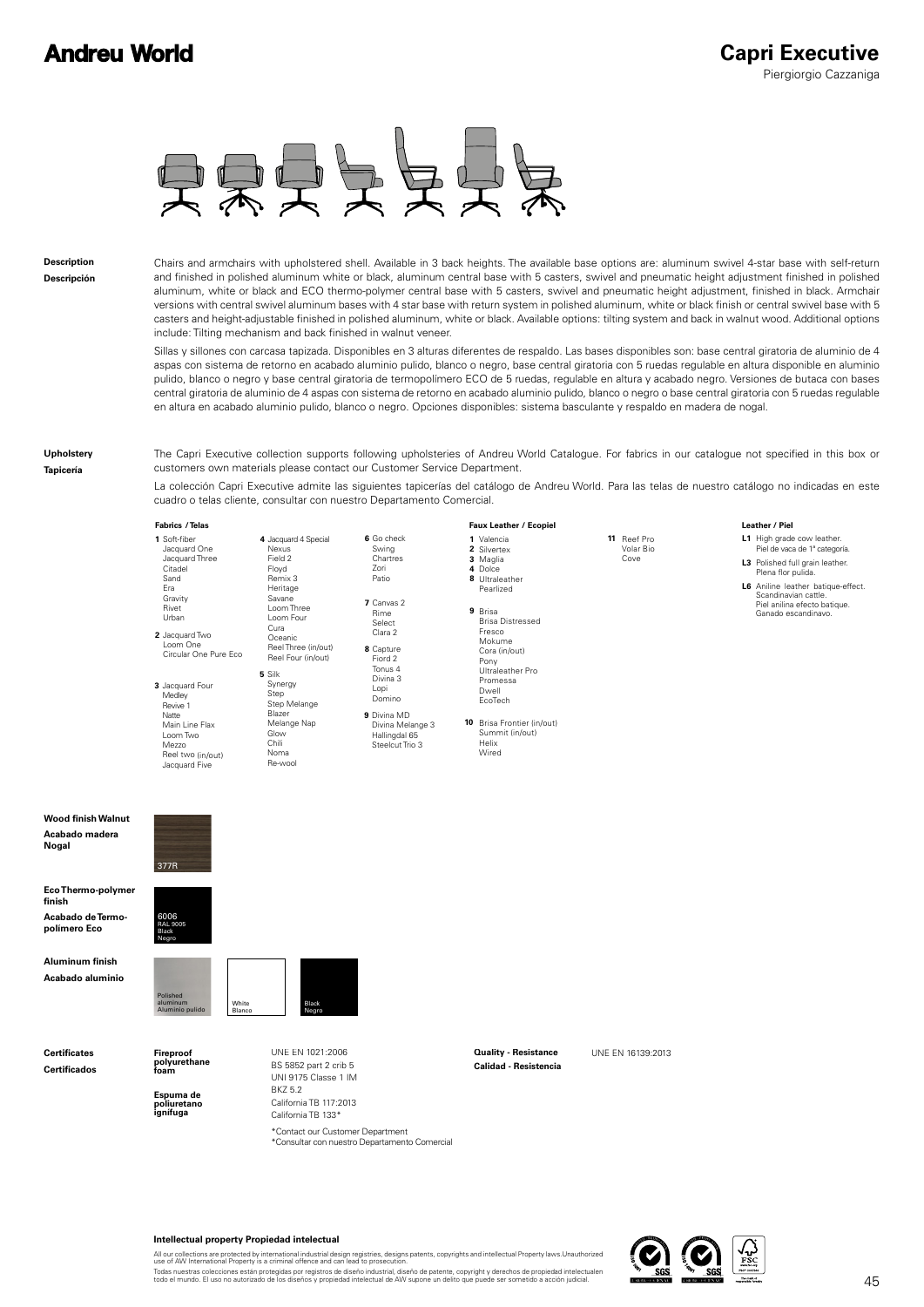# Andreu World

## Capri Executive

Piergiorgio Cazzaniga

**Description**
**Descripción**

Chairs and armchairs with upholstered shell. Available in 3 back heights. The available base options are: aluminum swivel 4-star base with self-return and finished in polished aluminum white or black, aluminum central base with 5 casters, swivel and pneumatic height adjustment finished in polished aluminum, white or black and ECO thermo-polymer central base with 5 casters, swivel and pneumatic height adjustment, finished in black. Armchair versions with central swivel aluminum bases with 4 star base with return system in polished aluminum, white or black finish or central swivel base with 5 casters and height-adjustable finished in polished aluminum, white or black. Available options: tilting system and back in walnut wood. Additional options include: Tilting mechanism and back finished in walnut veneer.

Sillas y sillones con carcasa tapizada. Disponibles en 3 alturas diferentes de respaldo. Las bases disponibles son: base central giratoria de aluminio de 4 aspas con sistema de retorno en acabado aluminio pulido, blanco o negro, base central giratoria con 5 ruedas regulable en altura disponible en aluminio pulido, blanco o negro y base central giratoria de termopolímero ECO de 5 ruedas, regulable en altura y acabado negro. Versiones de butaca con bases central giratoria de aluminio de 4 aspas con sistema de retorno en acabado aluminio pulido, blanco o negro o base central giratoria con 5 ruedas regulable en altura en acabado aluminio pulido, blanco o negro. Opciones disponibles: sistema basculante y respaldo en madera de nogal.

**Upholstery**
**Tapicería**

The Capri Executive collection supports following upholsteries of Andreu World Catalogue. For fabrics in our catalogue not specified in this box or customers own materials please contact our Customer Service Department.

La colección Capri Executive admite las siguientes tapicerías del catálogo de Andreu World. Para las telas de nuestro catálogo no indicadas en este cuadro o telas cliente, consultar con nuestro Departamento Comercial.

**Fabrics / Telas**

**1** Soft-fiber, Jacquard One, Jacquard Three, Citadel, Sand, Era, Gravity, Rivet, Urban

**2** Jacquard Two, Loom One, Circular One Pure Eco

**3** Jacquard Four, Medley, Revive 1, Natte, Main Line Flax, Loom Two, Mezzo, Reel two (in/out), Jacquard Five

**4** Jacquard 4 Special, Nexus, Field 2, Floyd, Remix 3, Heritage, Savane, Loom Three, Loom Four, Cura, Oceanic, Reel Three (in/out), Reel Four (in/out)

**5** Silk, Synergy, Step, Step Melange, Blazer, Melange Nap, Glow, Chili, Noma, Re-wool

**6** Go check, Swing, Chartres, Zori, Patio

**7** Canvas 2, Rime, Select, Clara 2

**8** Capture, Fiord 2, Tonus 4, Divina 3, Lopi, Domino

**9** Divina MD, Divina Melange 3, Hallingdal 65, Steelcut Trio 3

**Faux Leather / Ecopiel**

**1** Valencia
**2** Silvertex
**3** Maglia
**4** Dolce
**8** Ultraleather, Pearlized

**9** Brisa, Brisa Distressed, Fresco, Mokume, Cora (in/out), Pony, Ultraleather Pro, Promessa, Dwell, EcoTech

**10** Brisa Frontier (in/out), Summit (in/out), Helix, Wired

**11** Reef Pro, Volar Bio, Cove

**Leather / Piel**

**L1** High grade cow leather. Piel de vaca de 1ª categoría.

**L3** Polished full grain leather. Plena flor pulida.

**L6** Aniline leather batique-effect. Scandinavian cattle. Piel anilina efecto batique. Ganado escandinavo.

**Wood finish Walnut**
**Acabado madera Nogal**

377R

**Eco Thermo-polymer finish**
**Acabado de Termo-polímero Eco**

6006 RAL 9005 Black Negro

**Aluminum finish**
**Acabado aluminio**

Polished aluminum / Aluminio pulido — White / Blanco — Black / Negro

**Certificates**
**Certificados**

**Fireproof polyurethane foam**
**Espuma de poliuretano ignífuga**

UNE EN 1021:2006
BS 5852 part 2 crib 5
UNI 9175 Classe 1 IM
BKZ 5.2
California TB 117:2013
California TB 133*

*Contact our Customer Department
*Consultar con nuestro Departamento Comercial

**Quality - Resistance**
**Calidad - Resistencia**

UNE EN 16139:2013

**Intellectual property Propiedad intelectual**

All our collections are protected by international industrial design registries, designs patents, copyrights and intellectual Property laws.Unauthorized use of AW International Property is a criminal offence and can lead to prosecution.

Todas nuestras colecciones están protegidas por registros de diseño industrial, diseño de patente, copyright y derechos de propiedad intelectualen todo el mundo. El uso no autorizado de los diseños y propiedad intelectual de AW supone un delito que puede ser sometido a acción judicial.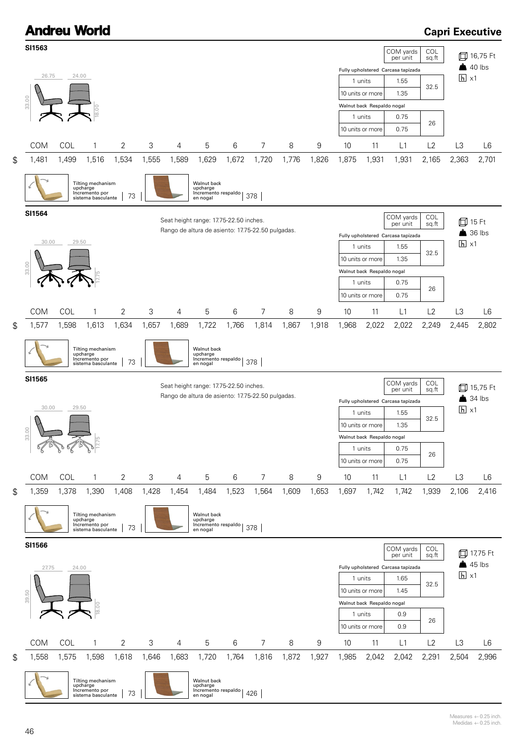# Andreu World

## Capri Executive

### SI1563

26.75 | 24.00 | 33.00 | 18.00

| | COM yards per unit | COL sq.ft |
|---|---|---|
| **Fully upholstered Carcasa tapizada** | | |
| 1 units | 1.55 | 32.5 |
| 10 units or more | 1.35 | |
| **Walnut back Respaldo nogal** | | |
| 1 units | 0.75 | 26 |
| 10 units or more | 0.75 | |

16,75 Ft
40 lbs
x1

| | COM | COL | 1 | 2 | 3 | 4 | 5 | 6 | 7 | 8 | 9 | 10 | 11 | L1 | L2 | L3 | L6 |
|---|---|---|---|---|---|---|---|---|---|---|---|---|---|---|---|---|---|
| $ | 1,481 | 1,499 | 1,516 | 1,534 | 1,555 | 1,589 | 1,629 | 1,672 | 1,720 | 1,776 | 1,826 | 1,875 | 1,931 | 1,931 | 2,165 | 2,363 | 2,701 |

Tilting mechanism upcharge / Incremento por sistema basculante | 73

Walnut back upcharge / Incremento respaldo en nogal | 378

### SI1564

Seat height range: 17.75-22.50 inches.
Rango de altura de asiento: 17.75-22.50 pulgadas.

30.00 | 29.50 | 33.00 | 17.75

| | COM yards per unit | COL sq.ft |
|---|---|---|
| **Fully upholstered Carcasa tapizada** | | |
| 1 units | 1.55 | 32.5 |
| 10 units or more | 1.35 | |
| **Walnut back Respaldo nogal** | | |
| 1 units | 0.75 | 26 |
| 10 units or more | 0.75 | |

15 Ft
36 lbs
x1

| | COM | COL | 1 | 2 | 3 | 4 | 5 | 6 | 7 | 8 | 9 | 10 | 11 | L1 | L2 | L3 | L6 |
|---|---|---|---|---|---|---|---|---|---|---|---|---|---|---|---|---|---|
| $ | 1,577 | 1,598 | 1,613 | 1,634 | 1,657 | 1,689 | 1,722 | 1,766 | 1,814 | 1,867 | 1,918 | 1,968 | 2,022 | 2,022 | 2,249 | 2,445 | 2,802 |

Tilting mechanism upcharge / Incremento por sistema basculante | 73

Walnut back upcharge / Incremento respaldo en nogal | 378

### SI1565

Seat height range: 17.75-22.50 inches.
Rango de altura de asiento: 17.75-22.50 pulgadas.

30.00 | 29.50 | 33.00 | 17.75

| | COM yards per unit | COL sq.ft |
|---|---|---|
| **Fully upholstered Carcasa tapizada** | | |
| 1 units | 1.55 | 32.5 |
| 10 units or more | 1.35 | |
| **Walnut back Respaldo nogal** | | |
| 1 units | 0.75 | 26 |
| 10 units or more | 0.75 | |

15,75 Ft
34 lbs
x1

| | COM | COL | 1 | 2 | 3 | 4 | 5 | 6 | 7 | 8 | 9 | 10 | 11 | L1 | L2 | L3 | L6 |
|---|---|---|---|---|---|---|---|---|---|---|---|---|---|---|---|---|---|
| $ | 1,359 | 1,378 | 1,390 | 1,408 | 1,428 | 1,454 | 1,484 | 1,523 | 1,564 | 1,609 | 1,653 | 1,697 | 1,742 | 1,742 | 1,939 | 2,106 | 2,416 |

Tilting mechanism upcharge / Incremento por sistema basculante | 73

Walnut back upcharge / Incremento respaldo en nogal | 378

### SI1566

27.75 | 24.00 | 39.50 | 18.00

| | COM yards per unit | COL sq.ft |
|---|---|---|
| **Fully upholstered Carcasa tapizada** | | |
| 1 units | 1.65 | 32.5 |
| 10 units or more | 1.45 | |
| **Walnut back Respaldo nogal** | | |
| 1 units | 0.9 | 26 |
| 10 units or more | 0.9 | |

17,75 Ft
45 lbs
x1

| | COM | COL | 1 | 2 | 3 | 4 | 5 | 6 | 7 | 8 | 9 | 10 | 11 | L1 | L2 | L3 | L6 |
|---|---|---|---|---|---|---|---|---|---|---|---|---|---|---|---|---|---|
| $ | 1,558 | 1,575 | 1,598 | 1,618 | 1,646 | 1,683 | 1,720 | 1,764 | 1,816 | 1,872 | 1,927 | 1,985 | 2,042 | 2,042 | 2,291 | 2,504 | 2,996 |

Tilting mechanism upcharge / Incremento por sistema basculante | 73

Walnut back upcharge / Incremento respaldo en nogal | 426

Measures +- 0.25 inch.
Medidas +- 0.25 inch.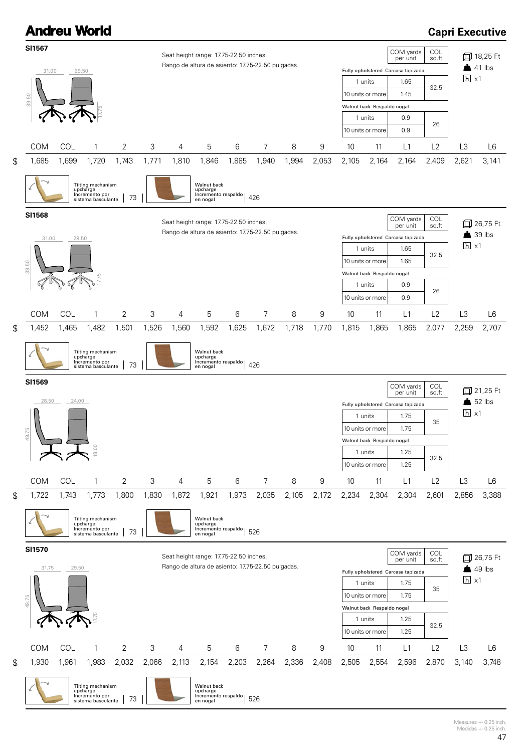# Andreu World

## Capri Executive

### SI1567

31.00 | 29.50 | 39.50 | 17.75

Seat height range: 17.75-22.50 inches.
Rango de altura de asiento: 17.75-22.50 pulgadas.

| | COM yards per unit | COL sq.ft |
|---|---|---|
| **Fully upholstered Carcasa tapizada** | | |
| 1 units | 1.65 | 32.5 |
| 10 units or more | 1.45 | |
| **Walnut back Respaldo nogal** | | |
| 1 units | 0.9 | 26 |
| 10 units or more | 0.9 | |

18,25 Ft
41 lbs
x1

| | COM | COL | 1 | 2 | 3 | 4 | 5 | 6 | 7 | 8 | 9 | 10 | 11 | L1 | L2 | L3 | L6 |
|---|---|---|---|---|---|---|---|---|---|---|---|---|---|---|---|---|---|
| $ | 1,685 | 1,699 | 1,720 | 1,743 | 1,771 | 1,810 | 1,846 | 1,885 | 1,940 | 1,994 | 2,053 | 2,105 | 2,164 | 2,164 | 2,409 | 2,621 | 3,141 |

Tilting mechanism upcharge / Incremento por sistema basculante | 73

Walnut back upcharge / Incremento respaldo en nogal | 426

### SI1568

31.00 | 29.50 | 39.50 | 17.75

Seat height range: 17.75-22.50 inches.
Rango de altura de asiento: 17.75-22.50 pulgadas.

| | COM yards per unit | COL sq.ft |
|---|---|---|
| **Fully upholstered Carcasa tapizada** | | |
| 1 units | 1.65 | 32.5 |
| 10 units or more | 1.65 | |
| **Walnut back Respaldo nogal** | | |
| 1 units | 0.9 | 26 |
| 10 units or more | 0.9 | |

26,75 Ft
39 lbs
x1

| | COM | COL | 1 | 2 | 3 | 4 | 5 | 6 | 7 | 8 | 9 | 10 | 11 | L1 | L2 | L3 | L6 |
|---|---|---|---|---|---|---|---|---|---|---|---|---|---|---|---|---|---|
| $ | 1,452 | 1,465 | 1,482 | 1,501 | 1,526 | 1,560 | 1,592 | 1,625 | 1,672 | 1,718 | 1,770 | 1,815 | 1,865 | 1,865 | 2,077 | 2,259 | 2,707 |

Tilting mechanism upcharge / Incremento por sistema basculante | 73

Walnut back upcharge / Incremento respaldo en nogal | 426

### SI1569

28.50 | 24.00 | 49.75 | 18.00

| | COM yards per unit | COL sq.ft |
|---|---|---|
| **Fully upholstered Carcasa tapizada** | | |
| 1 units | 1.75 | 35 |
| 10 units or more | 1.75 | |
| **Walnut back Respaldo nogal** | | |
| 1 units | 1.25 | 32.5 |
| 10 units or more | 1.25 | |

21,25 Ft
52 lbs
x1

| | COM | COL | 1 | 2 | 3 | 4 | 5 | 6 | 7 | 8 | 9 | 10 | 11 | L1 | L2 | L3 | L6 |
|---|---|---|---|---|---|---|---|---|---|---|---|---|---|---|---|---|---|
| $ | 1,722 | 1,743 | 1,773 | 1,800 | 1,830 | 1,872 | 1,921 | 1,973 | 2,035 | 2,105 | 2,172 | 2,234 | 2,304 | 2,304 | 2,601 | 2,856 | 3,388 |

Tilting mechanism upcharge / Incremento por sistema basculante | 73

Walnut back upcharge / Incremento respaldo en nogal | 526

### SI1570

31.75 | 29.50 | 49.75 | 17.75

Seat height range: 17.75-22.50 inches.
Rango de altura de asiento: 17.75-22.50 pulgadas.

| | COM yards per unit | COL sq.ft |
|---|---|---|
| **Fully upholstered Carcasa tapizada** | | |
| 1 units | 1.75 | 35 |
| 10 units or more | 1.75 | |
| **Walnut back Respaldo nogal** | | |
| 1 units | 1.25 | 32.5 |
| 10 units or more | 1.25 | |

26,75 Ft
49 lbs
x1

| | COM | COL | 1 | 2 | 3 | 4 | 5 | 6 | 7 | 8 | 9 | 10 | 11 | L1 | L2 | L3 | L6 |
|---|---|---|---|---|---|---|---|---|---|---|---|---|---|---|---|---|---|
| $ | 1,930 | 1,961 | 1,983 | 2,032 | 2,066 | 2,113 | 2,154 | 2,203 | 2,264 | 2,336 | 2,408 | 2,505 | 2,554 | 2,596 | 2,870 | 3,140 | 3,748 |

Tilting mechanism upcharge / Incremento por sistema basculante | 73

Walnut back upcharge / Incremento respaldo en nogal | 526

Measures +- 0.25 inch.
Medidas +- 0.25 inch.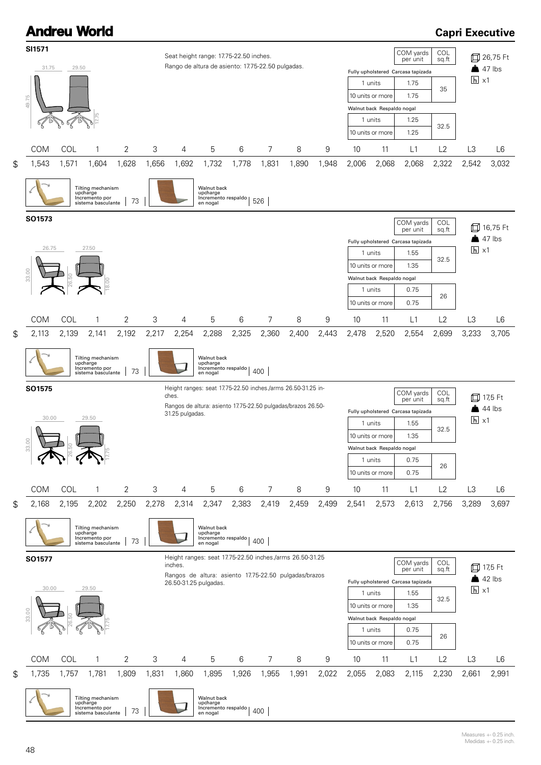# Andreu World

## Capri Executive

### SI1571

Seat height range: 17.75-22.50 inches.
Rango de altura de asiento: 17.75-22.50 pulgadas.

31.75 | 29.50 | 49.75 | 17.75

| | | COM yards per unit | COL sq.ft |
|---|---|---|---|
| Fully upholstered Carcasa tapizada | 1 units | 1.75 | 35 |
| | 10 units or more | 1.75 | |
| Walnut back Respaldo nogal | 1 units | 1.25 | 32.5 |
| | 10 units or more | 1.25 | |

26,75 Ft
47 lbs
x1

| | COM | COL | 1 | 2 | 3 | 4 | 5 | 6 | 7 | 8 | 9 | 10 | 11 | L1 | L2 | L3 | L6 |
|---|---|---|---|---|---|---|---|---|---|---|---|---|---|---|---|---|---|
| $ | 1,543 | 1,571 | 1,604 | 1,628 | 1,656 | 1,692 | 1,732 | 1,778 | 1,831 | 1,890 | 1,948 | 2,006 | 2,068 | 2,068 | 2,322 | 2,542 | 3,032 |

Tilting mechanism upcharge / Incremento por sistema basculante | 73
Walnut back upcharge / Incremento respaldo en nogal | 526

### SO1573

26.75 | 27.50 | 33.00 | 26.50 | 18.00

| | | COM yards per unit | COL sq.ft |
|---|---|---|---|
| Fully upholstered Carcasa tapizada | 1 units | 1.55 | 32.5 |
| | 10 units or more | 1.35 | |
| Walnut back Respaldo nogal | 1 units | 0.75 | 26 |
| | 10 units or more | 0.75 | |

16,75 Ft
47 lbs
x1

| | COM | COL | 1 | 2 | 3 | 4 | 5 | 6 | 7 | 8 | 9 | 10 | 11 | L1 | L2 | L3 | L6 |
|---|---|---|---|---|---|---|---|---|---|---|---|---|---|---|---|---|---|
| $ | 2,113 | 2,139 | 2,141 | 2,192 | 2,217 | 2,254 | 2,288 | 2,325 | 2,360 | 2,400 | 2,443 | 2,478 | 2,520 | 2,554 | 2,699 | 3,233 | 3,705 |

Tilting mechanism upcharge / Incremento por sistema basculante | 73
Walnut back upcharge / Incremento respaldo en nogal | 400

### SO1575

Height ranges: seat 17.75-22.50 inches./arms 26.50-31.25 inches.
Rangos de altura: asiento 17.75-22.50 pulgadas/brazos 26.50-31.25 pulgadas.

30.00 | 29.50 | 33.00 | 26.50 | 17.75

| | | COM yards per unit | COL sq.ft |
|---|---|---|---|
| Fully upholstered Carcasa tapizada | 1 units | 1.55 | 32.5 |
| | 10 units or more | 1.35 | |
| Walnut back Respaldo nogal | 1 units | 0.75 | 26 |
| | 10 units or more | 0.75 | |

17,5 Ft
44 lbs
x1

| | COM | COL | 1 | 2 | 3 | 4 | 5 | 6 | 7 | 8 | 9 | 10 | 11 | L1 | L2 | L3 | L6 |
|---|---|---|---|---|---|---|---|---|---|---|---|---|---|---|---|---|---|
| $ | 2,168 | 2,195 | 2,202 | 2,250 | 2,278 | 2,314 | 2,347 | 2,383 | 2,419 | 2,459 | 2,499 | 2,541 | 2,573 | 2,613 | 2,756 | 3,289 | 3,697 |

Tilting mechanism upcharge / Incremento por sistema basculante | 73
Walnut back upcharge / Incremento respaldo en nogal | 400

### SO1577

Height ranges: seat 17.75-22.50 inches./arms 26.50-31.25 inches.
Rangos de altura: asiento 17.75-22.50 pulgadas/brazos 26.50-31.25 pulgadas.

30.00 | 29.50 | 33.00 | 26.50 | 17.75

| | | COM yards per unit | COL sq.ft |
|---|---|---|---|
| Fully upholstered Carcasa tapizada | 1 units | 1.55 | 32.5 |
| | 10 units or more | 1.35 | |
| Walnut back Respaldo nogal | 1 units | 0.75 | 26 |
| | 10 units or more | 0.75 | |

17,5 Ft
42 lbs
x1

| | COM | COL | 1 | 2 | 3 | 4 | 5 | 6 | 7 | 8 | 9 | 10 | 11 | L1 | L2 | L3 | L6 |
|---|---|---|---|---|---|---|---|---|---|---|---|---|---|---|---|---|---|
| $ | 1,735 | 1,757 | 1,781 | 1,809 | 1,831 | 1,860 | 1,895 | 1,926 | 1,955 | 1,991 | 2,022 | 2,055 | 2,083 | 2,115 | 2,230 | 2,661 | 2,991 |

Tilting mechanism upcharge / Incremento por sistema basculante | 73
Walnut back upcharge / Incremento respaldo en nogal | 400

Measures +- 0.25 inch.
Medidas +- 0.25 inch.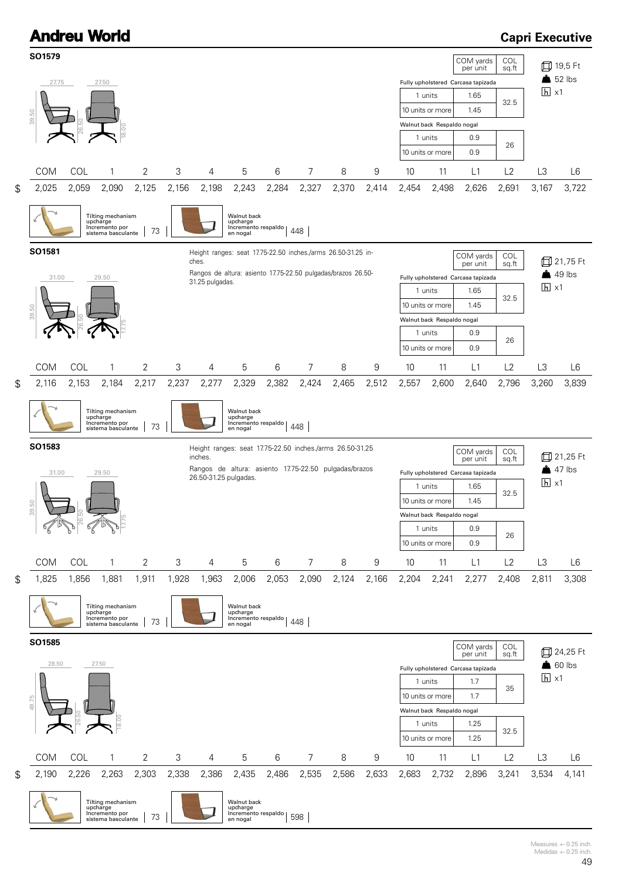# Andreu World

## Capri Executive

### SO1579

27.75 | 27.50 | 39.50 | 26.50 | 18.00

| | COM yards per unit | COL sq.ft |
|---|---|---|
| **Fully upholstered Carcasa tapizada** | | |
| 1 units | 1.65 | 32.5 |
| 10 units or more | 1.45 | |
| **Walnut back Respaldo nogal** | | |
| 1 units | 0.9 | 26 |
| 10 units or more | 0.9 | |

19,5 Ft
52 lbs
x1

| | COM | COL | 1 | 2 | 3 | 4 | 5 | 6 | 7 | 8 | 9 | 10 | 11 | L1 | L2 | L3 | L6 |
|---|---|---|---|---|---|---|---|---|---|---|---|---|---|---|---|---|---|
| $ | 2,025 | 2,059 | 2,090 | 2,125 | 2,156 | 2,198 | 2,243 | 2,284 | 2,327 | 2,370 | 2,414 | 2,454 | 2,498 | 2,626 | 2,691 | 3,167 | 3,722 |

Tilting mechanism upcharge Incremento por sistema basculante | 73

Walnut back upcharge Incremento respaldo en nogal | 448

### SO1581

Height ranges: seat 17.75-22.50 inches./arms 26.50-31.25 inches.

Rangos de altura: asiento 17.75-22.50 pulgadas/brazos 26.50-31.25 pulgadas.

31.00 | 29.50 | 39.50 | 26.50 | 17.75

| | COM yards per unit | COL sq.ft |
|---|---|---|
| **Fully upholstered Carcasa tapizada** | | |
| 1 units | 1.65 | 32.5 |
| 10 units or more | 1.45 | |
| **Walnut back Respaldo nogal** | | |
| 1 units | 0.9 | 26 |
| 10 units or more | 0.9 | |

21,75 Ft
49 lbs
x1

| | COM | COL | 1 | 2 | 3 | 4 | 5 | 6 | 7 | 8 | 9 | 10 | 11 | L1 | L2 | L3 | L6 |
|---|---|---|---|---|---|---|---|---|---|---|---|---|---|---|---|---|---|
| $ | 2,116 | 2,153 | 2,184 | 2,217 | 2,237 | 2,277 | 2,329 | 2,382 | 2,424 | 2,465 | 2,512 | 2,557 | 2,600 | 2,640 | 2,796 | 3,260 | 3,839 |

Tilting mechanism upcharge Incremento por sistema basculante | 73

Walnut back upcharge Incremento respaldo en nogal | 448

### SO1583

Height ranges: seat 17.75-22.50 inches./arms 26.50-31.25 inches.

Rangos de altura: asiento 17.75-22.50 pulgadas/brazos 26.50-31.25 pulgadas.

31.00 | 29.50 | 39.50 | 26.50 | 17.75

| | COM yards per unit | COL sq.ft |
|---|---|---|
| **Fully upholstered Carcasa tapizada** | | |
| 1 units | 1.65 | 32.5 |
| 10 units or more | 1.45 | |
| **Walnut back Respaldo nogal** | | |
| 1 units | 0.9 | 26 |
| 10 units or more | 0.9 | |

21,25 Ft
47 lbs
x1

| | COM | COL | 1 | 2 | 3 | 4 | 5 | 6 | 7 | 8 | 9 | 10 | 11 | L1 | L2 | L3 | L6 |
|---|---|---|---|---|---|---|---|---|---|---|---|---|---|---|---|---|---|
| $ | 1,825 | 1,856 | 1,881 | 1,911 | 1,928 | 1,963 | 2,006 | 2,053 | 2,090 | 2,124 | 2,166 | 2,204 | 2,241 | 2,277 | 2,408 | 2,811 | 3,308 |

Tilting mechanism upcharge Incremento por sistema basculante | 73

Walnut back upcharge Incremento respaldo en nogal | 448

### SO1585

28.50 | 27.50 | 49.75 | 26.50 | 18.00

| | COM yards per unit | COL sq.ft |
|---|---|---|
| **Fully upholstered Carcasa tapizada** | | |
| 1 units | 1.7 | 35 |
| 10 units or more | 1.7 | |
| **Walnut back Respaldo nogal** | | |
| 1 units | 1.25 | 32.5 |
| 10 units or more | 1.25 | |

24,25 Ft
60 lbs
x1

| | COM | COL | 1 | 2 | 3 | 4 | 5 | 6 | 7 | 8 | 9 | 10 | 11 | L1 | L2 | L3 | L6 |
|---|---|---|---|---|---|---|---|---|---|---|---|---|---|---|---|---|---|
| $ | 2,190 | 2,226 | 2,263 | 2,303 | 2,338 | 2,386 | 2,435 | 2,486 | 2,535 | 2,586 | 2,633 | 2,683 | 2,732 | 2,896 | 3,241 | 3,534 | 4,141 |

Tilting mechanism upcharge Incremento por sistema basculante | 73

Walnut back upcharge Incremento respaldo en nogal | 598

Measures +- 0.25 inch.
Medidas +- 0.25 inch.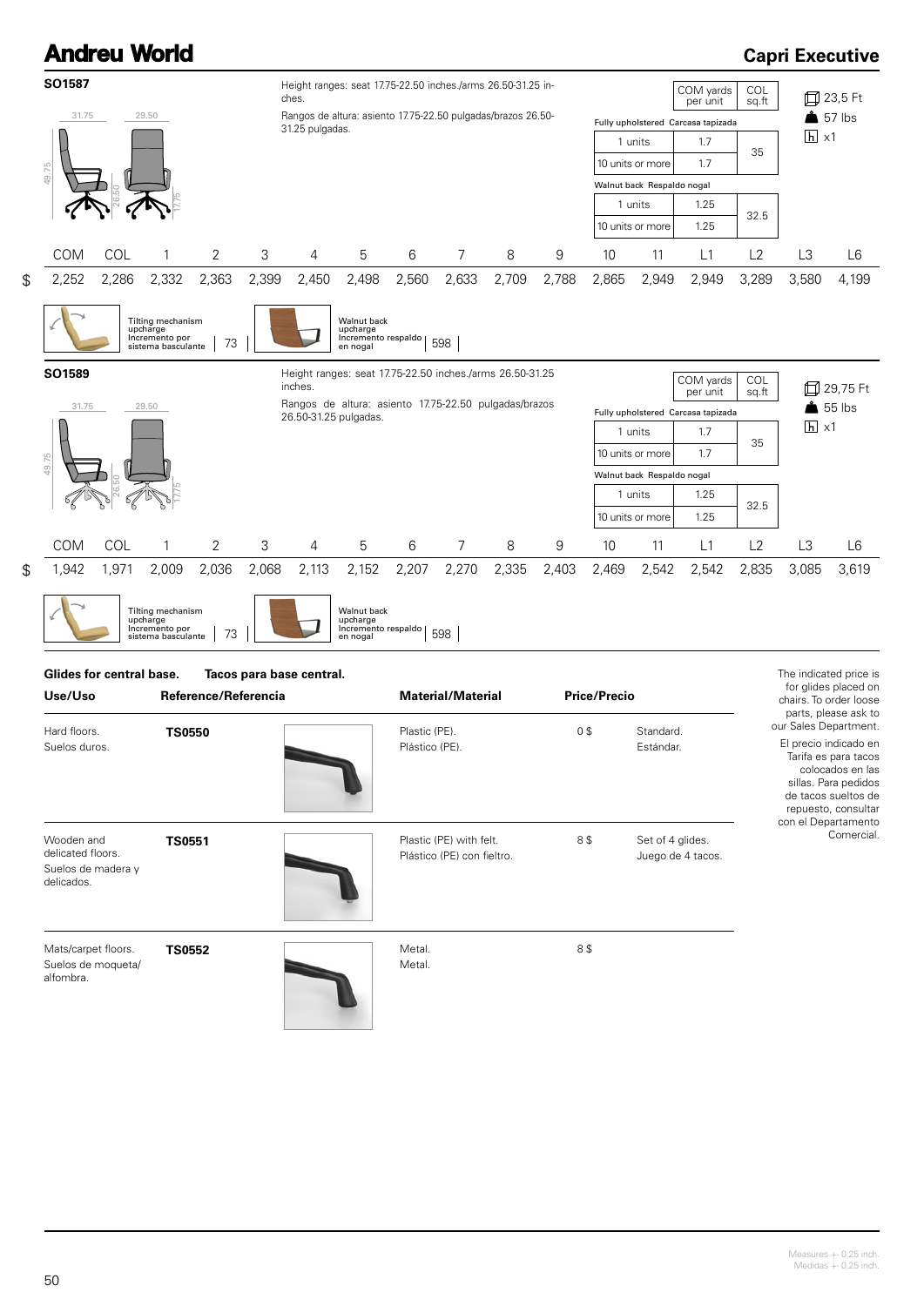## SO1587

31.75 29.50 49.75 26.50 17.75

Height ranges: seat 17.75-22.50 inches./arms 26.50-31.25 inches.

Rangos de altura: asiento 17.75-22.50 pulgadas/brazos 26.50-31.25 pulgadas.

| | COM yards per unit | COL sq.ft |
|---|---|---|
| Fully upholstered Carcasa tapizada | | |
| 1 units | 1.7 | 35 |
| 10 units or more | 1.7 | |
| Walnut back Respaldo nogal | | |
| 1 units | 1.25 | 32.5 |
| 10 units or more | 1.25 | |

23,5 Ft
57 lbs
x1

| | COM | COL | 1 | 2 | 3 | 4 | 5 | 6 | 7 | 8 | 9 | 10 | 11 | L1 | L2 | L3 | L6 |
|---|---|---|---|---|---|---|---|---|---|---|---|---|---|---|---|---|---|
| $ | 2,252 | 2,286 | 2,332 | 2,363 | 2,399 | 2,450 | 2,498 | 2,560 | 2,633 | 2,709 | 2,788 | 2,865 | 2,949 | 2,949 | 3,289 | 3,580 | 4,199 |

Tilting mechanism upcharge Incremento por sistema basculante | 73

Walnut back upcharge Incremento respaldo en nogal | 598

## SO1589

31.75 29.50 49.75 26.50 17.75

Height ranges: seat 17.75-22.50 inches./arms 26.50-31.25 inches.

Rangos de altura: asiento 17.75-22.50 pulgadas/brazos 26.50-31.25 pulgadas.

| | COM yards per unit | COL sq.ft |
|---|---|---|
| Fully upholstered Carcasa tapizada | | |
| 1 units | 1.7 | 35 |
| 10 units or more | 1.7 | |
| Walnut back Respaldo nogal | | |
| 1 units | 1.25 | 32.5 |
| 10 units or more | 1.25 | |

29,75 Ft
55 lbs
x1

| | COM | COL | 1 | 2 | 3 | 4 | 5 | 6 | 7 | 8 | 9 | 10 | 11 | L1 | L2 | L3 | L6 |
|---|---|---|---|---|---|---|---|---|---|---|---|---|---|---|---|---|---|
| $ | 1,942 | 1,971 | 2,009 | 2,036 | 2,068 | 2,113 | 2,152 | 2,207 | 2,270 | 2,335 | 2,403 | 2,469 | 2,542 | 2,542 | 2,835 | 3,085 | 3,619 |

Tilting mechanism upcharge Incremento por sistema basculante | 73

Walnut back upcharge Incremento respaldo en nogal | 598

**Glides for central base.** **Tacos para base central.**

| Use/Uso | Reference/Referencia | Material/Material | Price/Precio | |
|---|---|---|---|---|
| Hard floors. Suelos duros. | **TS0550** | Plastic (PE). Plástico (PE). | 0 $ | Standard. Estándar. |
| Wooden and delicated floors. Suelos de madera y delicados. | **TS0551** | Plastic (PE) with felt. Plástico (PE) con fieltro. | 8 $ | Set of 4 glides. Juego de 4 tacos. |
| Mats/carpet floors. Suelos de moqueta/alfombra. | **TS0552** | Metal. Metal. | 8 $ | |

The indicated price is for glides placed on chairs. To order loose parts, please ask to our Sales Department.

El precio indicado en Tarifa es para tacos colocados en las sillas. Para pedidos de tacos sueltos de repuesto, consultar con el Departamento Comercial.

Measures +- 0.25 inch.
Medidas +- 0.25 inch.